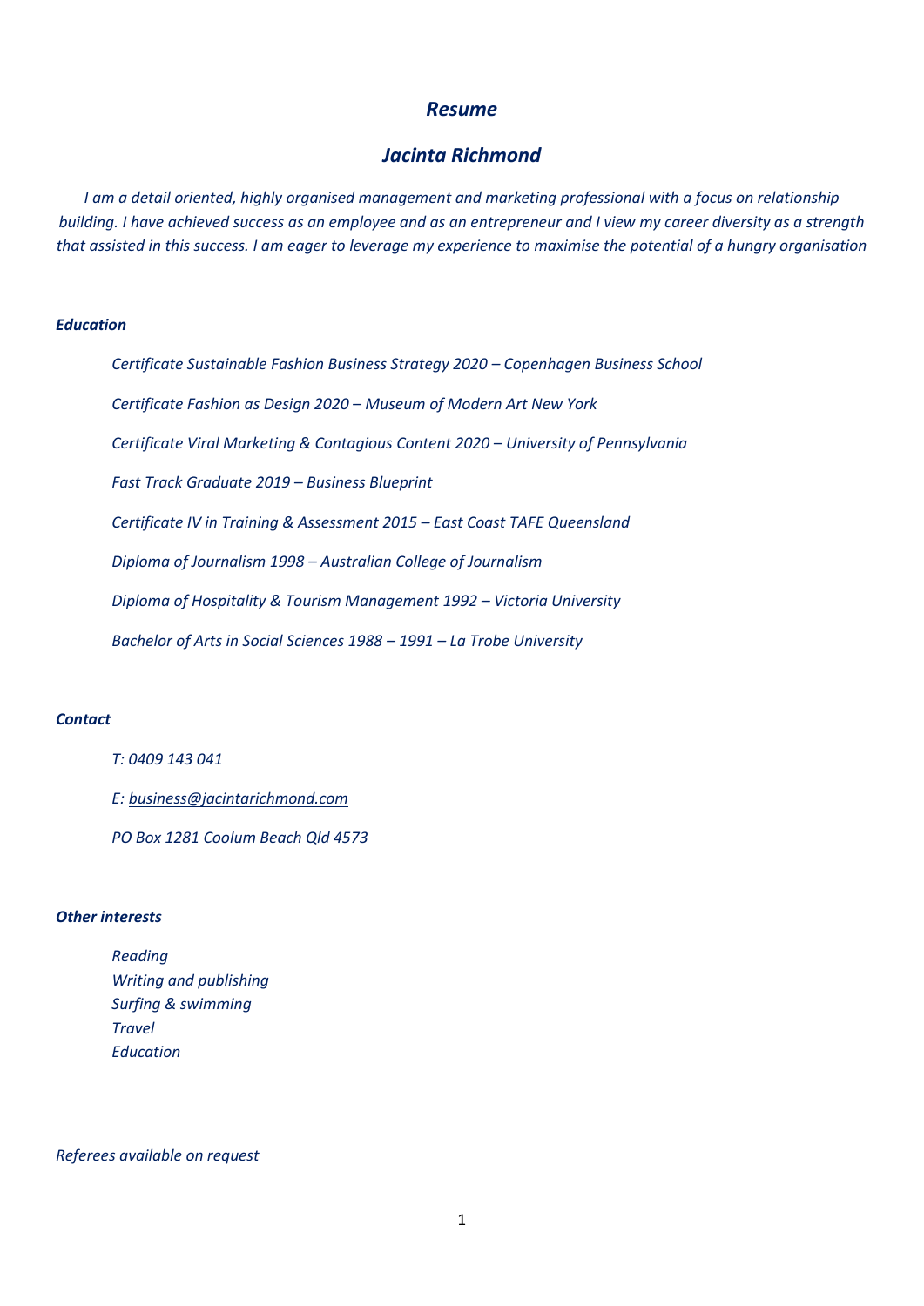# *Resume*

## *Jacinta Richmond*

*I am a detail oriented, highly organised management and marketing professional with a focus on relationship building. I have achieved success as an employee and as an entrepreneur and I view my career diversity as a strength that assisted in this success. I am eager to leverage my experience to maximise the potential of a hungry organisation*

### *Education*

*Certificate Sustainable Fashion Business Strategy 2020 – Copenhagen Business School*

*Certificate Fashion as Design 2020 – Museum of Modern Art New York*

*Certificate Viral Marketing & Contagious Content 2020 – University of Pennsylvania*

*Fast Track Graduate 2019 – Business Blueprint*

*Certificate IV in Training & Assessment 2015 – East Coast TAFE Queensland*

*Diploma of Journalism 1998 – Australian College of Journalism*

*Diploma of Hospitality & Tourism Management 1992 – Victoria University*

*Bachelor of Arts in Social Sciences 1988 – 1991 – La Trobe University*

### *Contact*

*T: 0409 143 041*

*E: business@jacintarichmond.com*

*PO Box 1281 Coolum Beach Qld 4573*

### *Other interests*

*Reading*
*Writing and publishing*
*Surfing & swimming*
*Travel*
*Education*

*Referees available on request*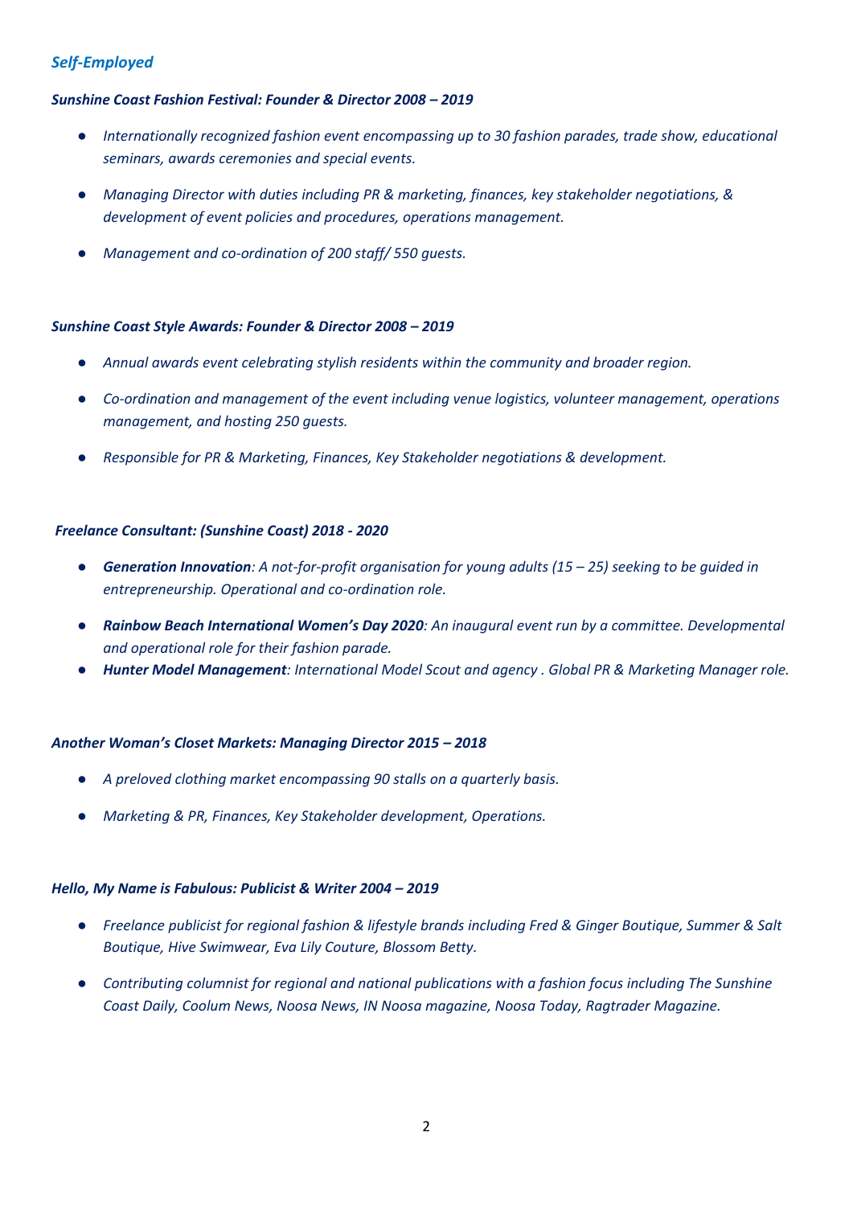## *Self-Employed*

***Sunshine Coast Fashion Festival: Founder & Director 2008 – 2019***

- *Internationally recognized fashion event encompassing up to 30 fashion parades, trade show, educational seminars, awards ceremonies and special events.*
- *Managing Director with duties including PR & marketing, finances, key stakeholder negotiations, & development of event policies and procedures, operations management.*
- *Management and co-ordination of 200 staff/ 550 guests.*

***Sunshine Coast Style Awards: Founder & Director 2008 – 2019***

- *Annual awards event celebrating stylish residents within the community and broader region.*
- *Co-ordination and management of the event including venue logistics, volunteer management, operations management, and hosting 250 guests.*
- *Responsible for PR & Marketing, Finances, Key Stakeholder negotiations & development.*

***Freelance Consultant: (Sunshine Coast) 2018 - 2020***

- ***Generation Innovation**: A not-for-profit organisation for young adults (15 – 25) seeking to be guided in entrepreneurship. Operational and co-ordination role.*
- ***Rainbow Beach International Women's Day 2020**: An inaugural event run by a committee. Developmental and operational role for their fashion parade.*
- ***Hunter Model Management**: International Model Scout and agency . Global PR & Marketing Manager role.*

***Another Woman's Closet Markets: Managing Director 2015 – 2018***

- *A preloved clothing market encompassing 90 stalls on a quarterly basis.*
- *Marketing & PR, Finances, Key Stakeholder development, Operations.*

***Hello, My Name is Fabulous: Publicist & Writer 2004 – 2019***

- *Freelance publicist for regional fashion & lifestyle brands including Fred & Ginger Boutique, Summer & Salt Boutique, Hive Swimwear, Eva Lily Couture, Blossom Betty.*
- *Contributing columnist for regional and national publications with a fashion focus including The Sunshine Coast Daily, Coolum News, Noosa News, IN Noosa magazine, Noosa Today, Ragtrader Magazine.*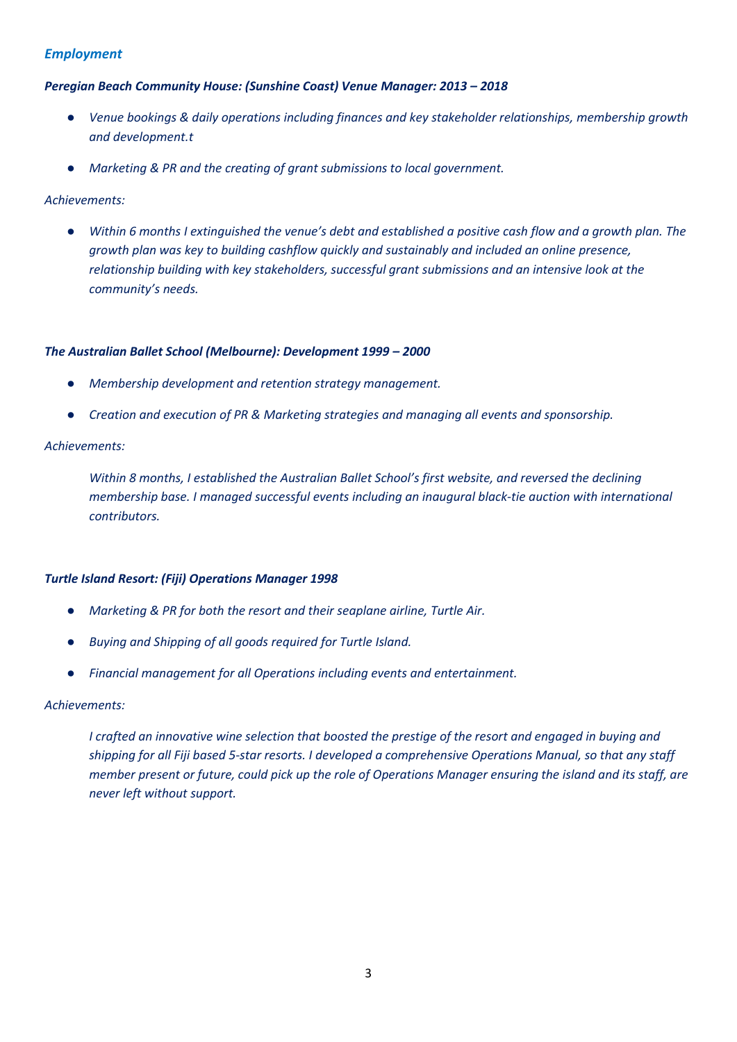## *Employment*

***Peregian Beach Community House: (Sunshine Coast) Venue Manager: 2013 – 2018***

- *Venue bookings & daily operations including finances and key stakeholder relationships, membership growth and development.t*
- *Marketing & PR and the creating of grant submissions to local government.*

*Achievements:*

- *Within 6 months I extinguished the venue's debt and established a positive cash flow and a growth plan. The growth plan was key to building cashflow quickly and sustainably and included an online presence, relationship building with key stakeholders, successful grant submissions and an intensive look at the community's needs.*

***The Australian Ballet School (Melbourne): Development 1999 – 2000***

- *Membership development and retention strategy management.*
- *Creation and execution of PR & Marketing strategies and managing all events and sponsorship.*

*Achievements:*

*Within 8 months, I established the Australian Ballet School's first website, and reversed the declining membership base. I managed successful events including an inaugural black-tie auction with international contributors.*

***Turtle Island Resort: (Fiji) Operations Manager 1998***

- *Marketing & PR for both the resort and their seaplane airline, Turtle Air.*
- *Buying and Shipping of all goods required for Turtle Island.*
- *Financial management for all Operations including events and entertainment.*

*Achievements:*

*I crafted an innovative wine selection that boosted the prestige of the resort and engaged in buying and shipping for all Fiji based 5-star resorts. I developed a comprehensive Operations Manual, so that any staff member present or future, could pick up the role of Operations Manager ensuring the island and its staff, are never left without support.*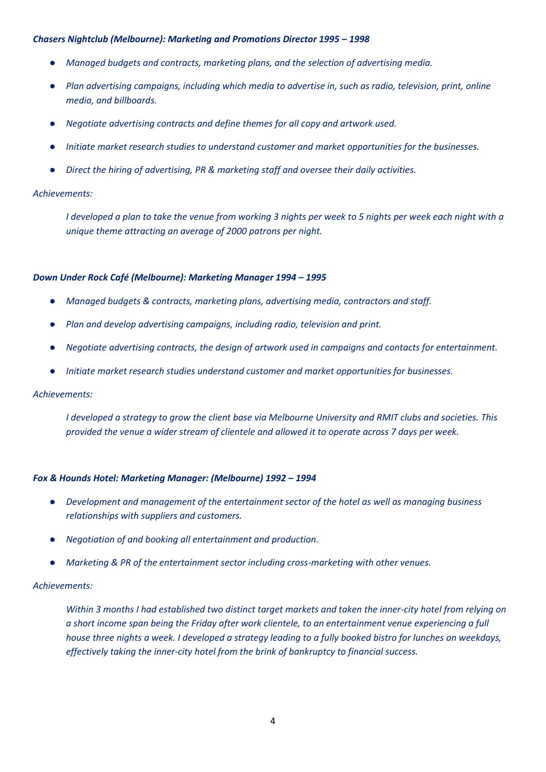***Chasers Nightclub (Melbourne): Marketing and Promotions Director 1995 – 1998***

- *Managed budgets and contracts, marketing plans, and the selection of advertising media.*
- *Plan advertising campaigns, including which media to advertise in, such as radio, television, print, online media, and billboards.*
- *Negotiate advertising contracts and define themes for all copy and artwork used.*
- *Initiate market research studies to understand customer and market opportunities for the businesses.*
- *Direct the hiring of advertising, PR & marketing staff and oversee their daily activities.*

*Achievements:*

*I developed a plan to take the venue from working 3 nights per week to 5 nights per week each night with a unique theme attracting an average of 2000 patrons per night.*

***Down Under Rock Café (Melbourne): Marketing Manager 1994 – 1995***

- *Managed budgets & contracts, marketing plans, advertising media, contractors and staff.*
- *Plan and develop advertising campaigns, including radio, television and print.*
- *Negotiate advertising contracts, the design of artwork used in campaigns and contacts for entertainment.*
- *Initiate market research studies understand customer and market opportunities for businesses.*

*Achievements:*

*I developed a strategy to grow the client base via Melbourne University and RMIT clubs and societies. This provided the venue a wider stream of clientele and allowed it to operate across 7 days per week.*

***Fox & Hounds Hotel: Marketing Manager: (Melbourne) 1992 – 1994***

- *Development and management of the entertainment sector of the hotel as well as managing business relationships with suppliers and customers.*
- *Negotiation of and booking all entertainment and production.*
- *Marketing & PR of the entertainment sector including cross-marketing with other venues.*

*Achievements:*

*Within 3 months I had established two distinct target markets and taken the inner-city hotel from relying on a short income span being the Friday after work clientele, to an entertainment venue experiencing a full house three nights a week. I developed a strategy leading to a fully booked bistro for lunches on weekdays, effectively taking the inner-city hotel from the brink of bankruptcy to financial success.*